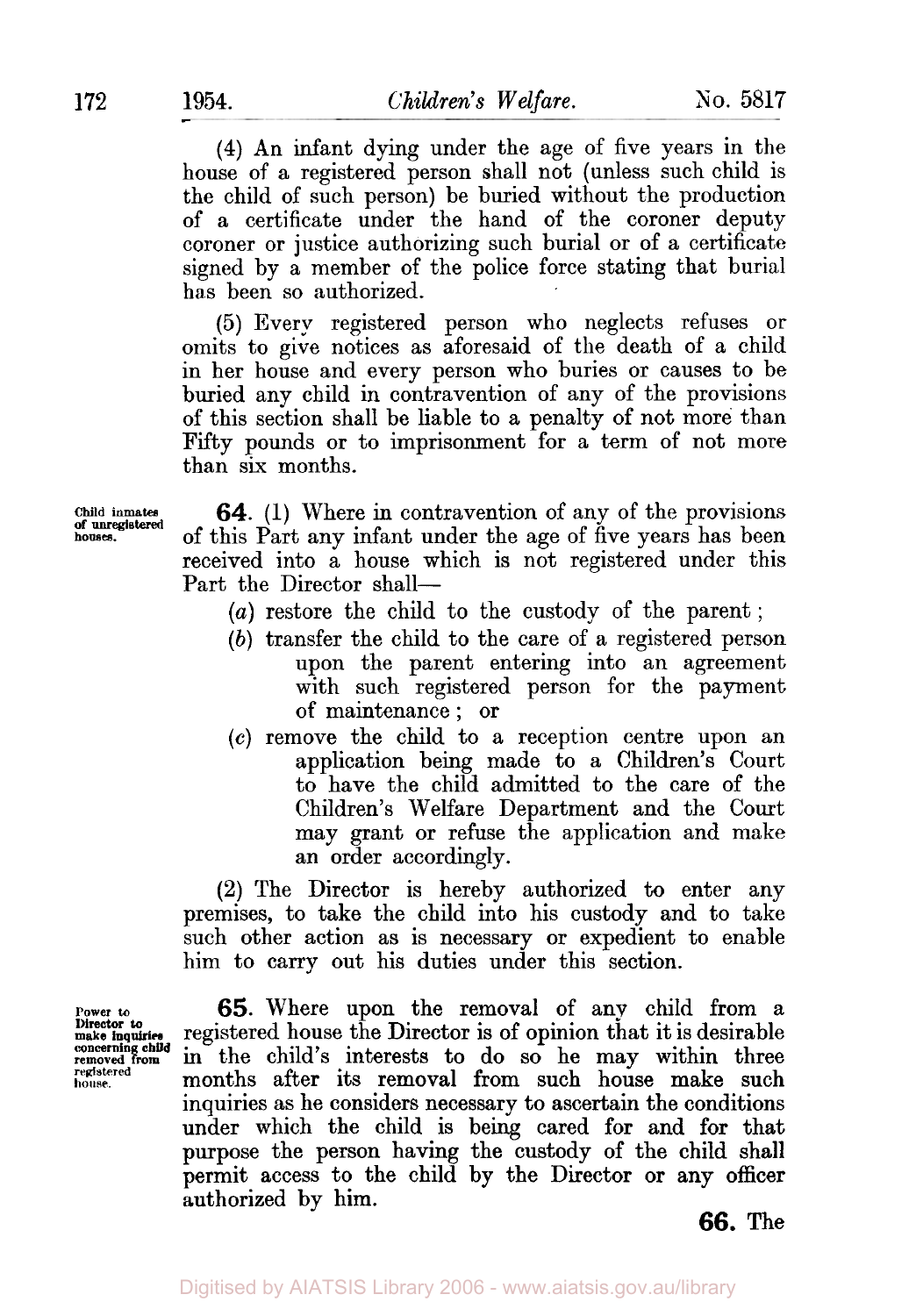(4) An infant dying under the age of five years in the house of a registered person shall not (unless such child is the child of such person) be buried without the production of a certificate under the hand of the coroner deputy coroner or justice authorizing such burial or of a certificate signed by a member of the police force stating that burial has been so authorized.

(5) Every registered person who neglects refuses or omits to give notices as aforesaid of the death of a child in her house and every person who buries or causes to be buried any child in contravention of any of the provisions of this section shall be liable to a penalty of not more than Fifty pounds or to imprisonment for a term of not more than six months.

*Child inmates of unregistered houses.*

**64.** (1) Where in contravention of any of the provisions of this Part any infant under the age of five years has been received into a house which is not registered under this Part the Director shall—

- (*a*) restore the child to the custody of the parent;
- (*b*) transfer the child to the care of a registered person upon the parent entering into an agreement with such registered person for the payment of maintenance; or
- (*c*) remove the child to a reception centre upon an application being made to a Children's Court to have the child admitted to the care of the Children's Welfare Department and the Court may grant or refuse the application and make an order accordingly.

(2) The Director is hereby authorized to enter any premises, to take the child into his custody and to take such other action as is necessary or expedient to enable him to carry out his duties under this section.

*Power to Director to make inquiries concerning child removed from registered house.*

**65.** Where upon the removal of any child from a registered house the Director is of opinion that it is desirable in the child's interests to do so he may within three months after its removal from such house make such inquiries as he considers necessary to ascertain the conditions under which the child is being cared for and for that purpose the person having the custody of the child shall permit access to the child by the Director or any officer authorized by him.

**66.** The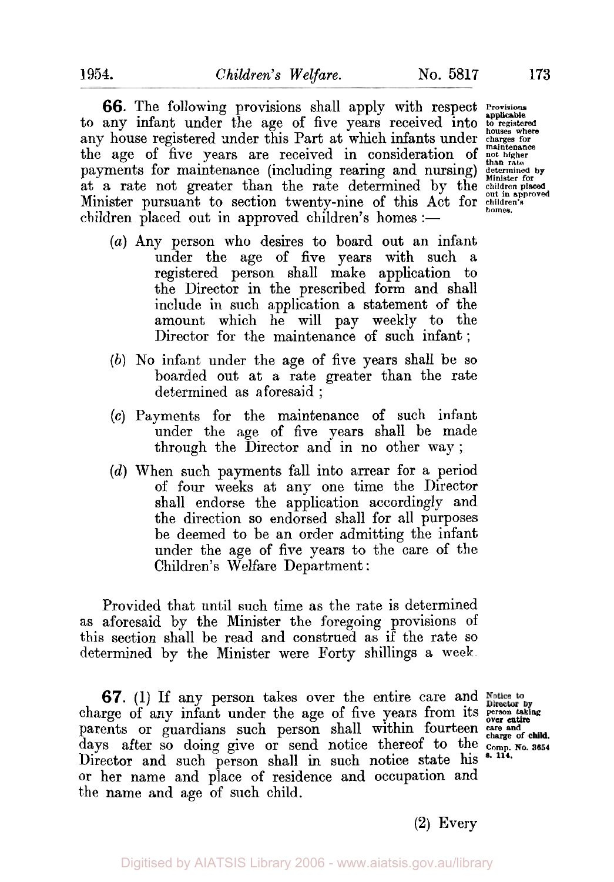**66.** The following provisions shall apply with respect to any infant under the age of five years received into any house registered under this Part at which infants under the age of five years are received in consideration of payments for maintenance (including rearing and nursing) at a rate not greater than the rate determined by the Minister pursuant to section twenty-nine of this Act for children placed out in approved children's homes :—

Provisions applicable to registered houses where charges for maintenance not higher than rate determined by Minister for children placed out in approved children's homes.

(*a*) Any person who desires to board out an infant under the age of five years with such a registered person shall make application to the Director in the prescribed form and shall include in such application a statement of the amount which he will pay weekly to the Director for the maintenance of such infant ;

(*b*) No infant under the age of five years shall be so boarded out at a rate greater than the rate determined as aforesaid ;

(*c*) Payments for the maintenance of such infant under the age of five years shall be made through the Director and in no other way ;

(*d*) When such payments fall into arrear for a period of four weeks at any one time the Director shall endorse the application accordingly and the direction so endorsed shall for all purposes be deemed to be an order admitting the infant under the age of five years to the care of the Children's Welfare Department:

Provided that until such time as the rate is determined as aforesaid by the Minister the foregoing provisions of this section shall be read and construed as if the rate so determined by the Minister were Forty shillings a week.

**67.** (1) If any person takes over the entire care and charge of any infant under the age of five years from its parents or guardians such person shall within fourteen days after so doing give or send notice thereof to the Director and such person shall in such notice state his or her name and place of residence and occupation and the name and age of such child.

Notice to Director by person taking over entire care and charge of child. Comp. No. 3654 s. 114.

(2) Every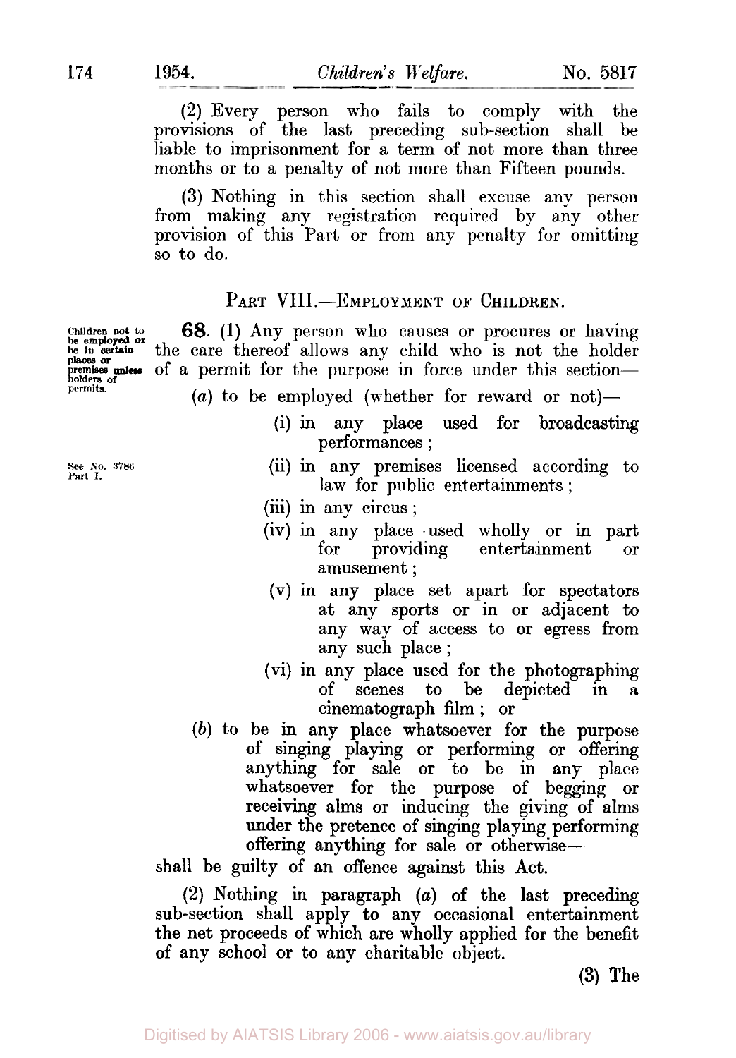(2) Every person who fails to comply with the provisions of the last preceding sub-section shall be liable to imprisonment for a term of not more than three months or to a penalty of not more than Fifteen pounds.

(3) Nothing in this section shall excuse any person from making any registration required by any other provision of this Part or from any penalty for omitting so to do.

## PART VIII.—EMPLOYMENT OF CHILDREN.

*Children not to be employed or be in certain places or premises unless holders of permits.*

**68.** (1) Any person who causes or procures or having the care thereof allows any child who is not the holder of a permit for the purpose in force under this section—

(*a*) to be employed (whether for reward or not)—

(i) in any place used for broadcasting performances;

*See No. 3786 Part I.*

(ii) in any premises licensed according to law for public entertainments;

(iii) in any circus;

(iv) in any place used wholly or in part for providing entertainment or amusement;

(v) in any place set apart for spectators at any sports or in or adjacent to any way of access to or egress from any such place;

(vi) in any place used for the photographing of scenes to be depicted in a cinematograph film; or

(*b*) to be in any place whatsoever for the purpose of singing playing or performing or offering anything for sale or to be in any place whatsoever for the purpose of begging or receiving alms or inducing the giving of alms under the pretence of singing playing performing offering anything for sale or otherwise—

shall be guilty of an offence against this Act.

(2) Nothing in paragraph (*a*) of the last preceding sub-section shall apply to any occasional entertainment the net proceeds of which are wholly applied for the benefit of any school or to any charitable object.

(3) The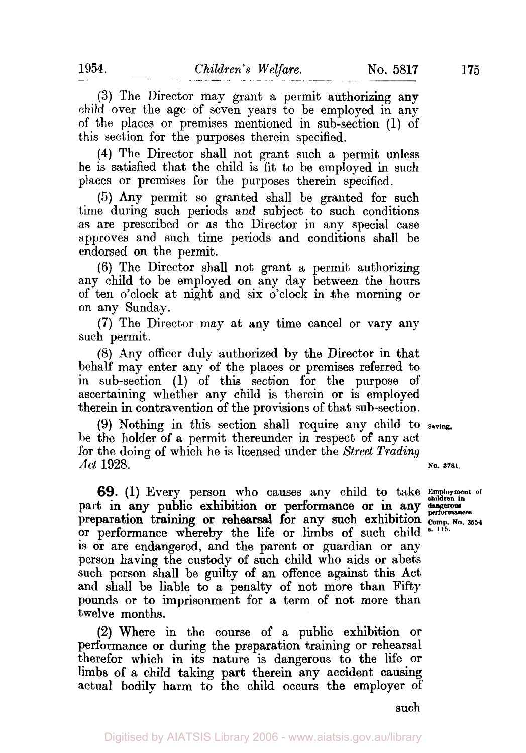(3) The Director may grant a permit authorizing any child over the age of seven years to be employed in any of the places or premises mentioned in sub-section (1) of this section for the purposes therein specified.

(4) The Director shall not grant such a permit unless he is satisfied that the child is fit to be employed in such places or premises for the purposes therein specified.

(5) Any permit so granted shall be granted for such time during such periods and subject to such conditions as are prescribed or as the Director in any special case approves and such time periods and conditions shall be endorsed on the permit.

(6) The Director shall not grant a permit authorizing any child to be employed on any day between the hours of ten o'clock at night and six o'clock in the morning or on any Sunday.

(7) The Director may at any time cancel or vary any such permit.

(8) Any officer duly authorized by the Director in that behalf may enter any of the places or premises referred to in sub-section (1) of this section for the purpose of ascertaining whether any child is therein or is employed therein in contravention of the provisions of that sub-section.

**Saving.**

(9) Nothing in this section shall require any child to be the holder of a permit thereunder in respect of any act for the doing of which he is licensed under the *Street Trading Act* 1928.

No. 3781.

**Employment of children in dangerous performances.**
Comp. No. 3654 s. 115.

**69.** (1) Every person who causes any child to take part in **any public exhibition or performance or in any** preparation **training or rehearsal** for any such exhibition or performance whereby the life or limbs of such child is or are endangered, and the parent or guardian or any person having the custody of such child who aids or abets such person shall be guilty of an offence against this Act and shall be liable to a penalty of not more than Fifty pounds or to imprisonment for a term of not more than twelve months.

(2) Where in the course of a public exhibition or performance or during the preparation training or rehearsal therefor which in its nature is dangerous to the life or limbs of a child taking part therein any accident causing actual bodily harm to the child occurs the employer of such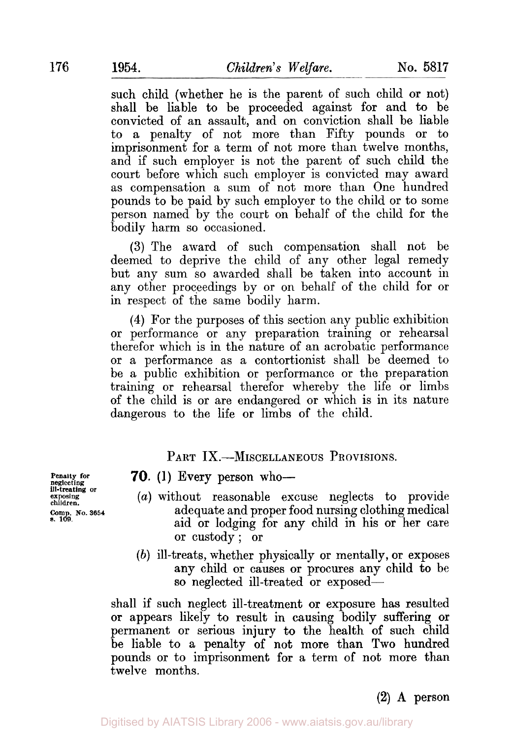such child (whether he is the parent of such child or not) shall be liable to be proceeded against for and to be convicted of an assault, and on conviction shall be liable to a penalty of not more than Fifty pounds or to imprisonment for a term of not more than twelve months, and if such employer is not the parent of such child the court before which such employer is convicted may award as compensation a sum of not more than One hundred pounds to be paid by such employer to the child or to some person named by the court on behalf of the child for the bodily harm so occasioned.

(3) The award of such compensation shall not be deemed to deprive the child of any other legal remedy but any sum so awarded shall be taken into account in any other proceedings by or on behalf of the child for or in respect of the same bodily harm.

(4) For the purposes of this section any public exhibition or performance or any preparation training or rehearsal therefor which is in the nature of an acrobatic performance or a performance as a contortionist shall be deemed to be a public exhibition or performance or the preparation training or rehearsal therefor whereby the life or limbs of the child is or are endangered or which is in its nature dangerous to the life or limbs of the child.

## PART IX.—MISCELLANEOUS PROVISIONS.

*Penalty for neglecting ill-treating or exposing children. Comp. No. 3654 s. 109.*

**70.** (1) Every person who—

(*a*) without reasonable excuse neglects to provide adequate and proper food nursing clothing medical aid or lodging for any child in his or her care or custody; or

(*b*) ill-treats, whether physically or mentally, or exposes any child or causes or procures any child to be so neglected ill-treated or exposed—

shall if such neglect ill-treatment or exposure has resulted or appears likely to result in causing bodily suffering or permanent or serious injury to the health of such child be liable to a penalty of not more than Two hundred pounds or to imprisonment for a term of not more than twelve months.

(2) A person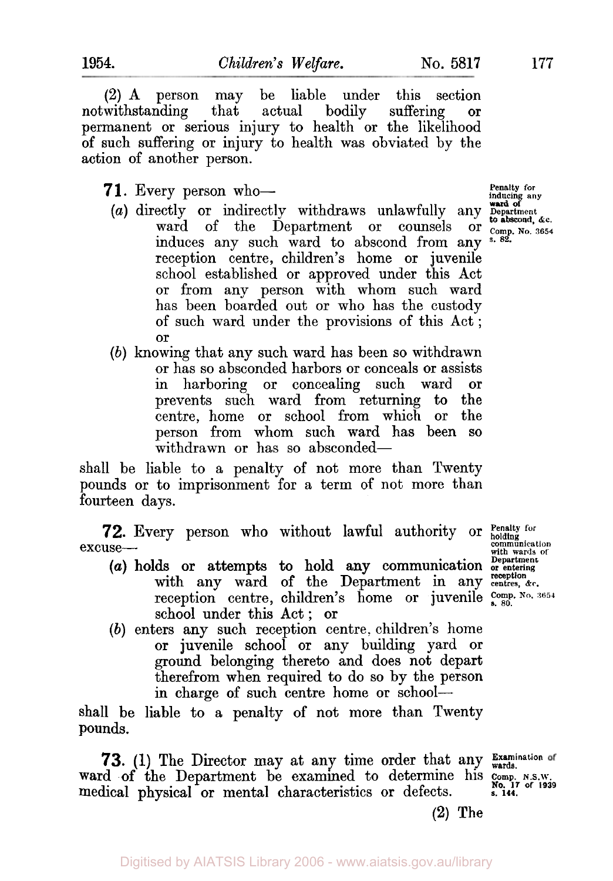(2) A person may be liable under this section notwithstanding that actual bodily suffering or permanent or serious injury to health or the likelihood of such suffering or injury to health was obviated by the action of another person.

**71.** Every person who—

Penalty for inducing any ward of Department to abscond, &c. Comp. No. 3654 s. 82.

(*a*) directly or indirectly withdraws unlawfully any ward of the Department or counsels or induces any such ward to abscond from any reception centre, children's home or juvenile school established or approved under this Act or from any person with whom such ward has been boarded out or who has the custody of such ward under the provisions of this Act; or

(*b*) knowing that any such ward has been so withdrawn or has so absconded harbors or conceals or assists in harboring or concealing such ward or prevents such ward from returning to the centre, home or school from which or the person from whom such ward has been so withdrawn or has so absconded—

shall be liable to a penalty of not more than Twenty pounds or to imprisonment for a term of not more than fourteen days.

**72.** Every person who without lawful authority or excuse—

Penalty for holding communication with wards of Department or entering reception centres, &c. Comp. No. 3654 s. 80.

(*a*) holds or attempts to hold any communication with any ward of the Department in any reception centre, children's home or juvenile school under this Act; or

(*b*) enters any such reception centre, children's home or juvenile school or any building yard or ground belonging thereto and does not depart therefrom when required to do so by the person in charge of such centre home or school—

shall be liable to a penalty of not more than Twenty pounds.

**73.** (1) The Director may at any time order that any ward of the Department be examined to determine his medical physical or mental characteristics or defects.

Examination of wards. Comp. N.S.W. No. 17 of 1939 s. 144.

(2) The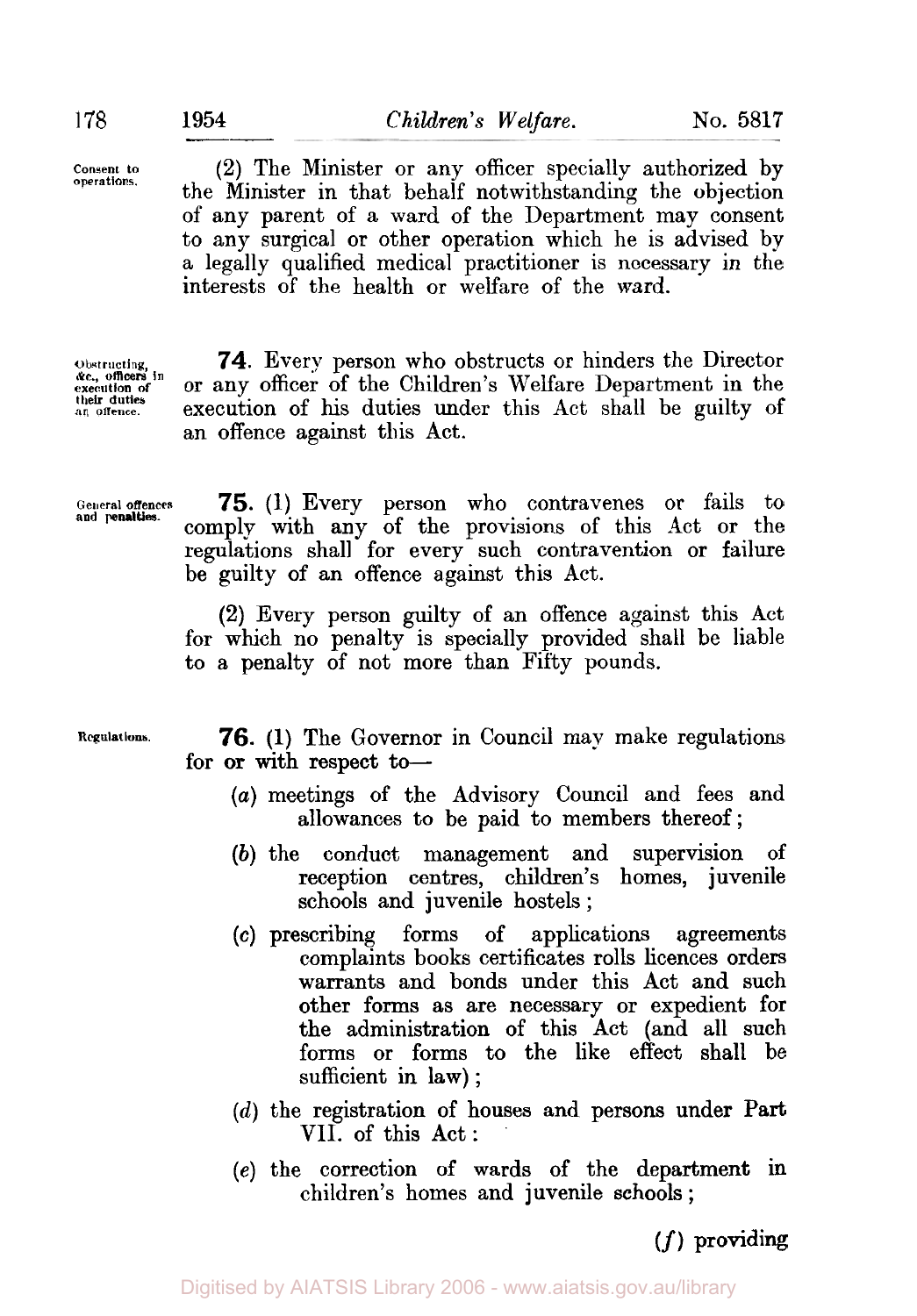Consent to operations.

(2) The Minister or any officer specially authorized by the Minister in that behalf notwithstanding the objection of any parent of a ward of the Department may consent to any surgical or other operation which he is advised by a legally qualified medical practitioner is necessary in the interests of the health or welfare of the ward.

Obstructing, &c., officers in execution of their duties an offence.

**74**. Every person who obstructs or hinders the Director or any officer of the Children's Welfare Department in the execution of his duties under this Act shall be guilty of an offence against this Act.

General offences and penalties.

**75**. (1) Every person who contravenes or fails to comply with any of the provisions of this Act or the regulations shall for every such contravention or failure be guilty of an offence against this Act.

(2) Every person guilty of an offence against this Act for which no penalty is specially provided shall be liable to a penalty of not more than Fifty pounds.

Regulations.

**76**. (1) The Governor in Council may make regulations for or with respect to—

- (*a*) meetings of the Advisory Council and fees and allowances to be paid to members thereof;
- (*b*) the conduct management and supervision of reception centres, children's homes, juvenile schools and juvenile hostels;
- (*c*) prescribing forms of applications agreements complaints books certificates rolls licences orders warrants and bonds under this Act and such other forms as are necessary or expedient for the administration of this Act (and all such forms or forms to the like effect shall be sufficient in law);
- (*d*) the registration of houses and persons under Part VII. of this Act:
- (*e*) the correction of wards of the department in children's homes and juvenile schools;

(*f*) providing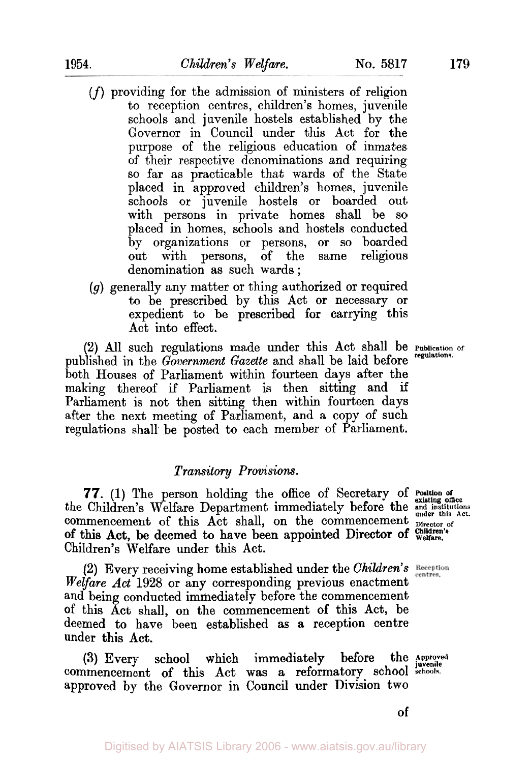(*f*) providing for the admission of ministers of religion to reception centres, children's homes, juvenile schools and juvenile hostels established by the Governor in Council under this Act for the purpose of the religious education of inmates of their respective denominations and requiring so far as practicable that wards of the State placed in approved children's homes, juvenile schools or juvenile hostels or boarded out with persons in private homes shall be so placed in homes, schools and hostels conducted by organizations or persons, or so boarded out with persons, of the same religious denomination as such wards ;

(*g*) generally any matter or thing authorized or required to be prescribed by this Act or necessary or expedient to be prescribed for carrying this Act into effect.

(2) All such regulations made under this Act shall be published in the *Government Gazette* and shall be laid before both Houses of Parliament within fourteen days after the making thereof if Parliament is then sitting and if Parliament is not then sitting then within fourteen days after the next meeting of Parliament, and a copy of such regulations shall be posted to each member of Parliament.

Publication of regulations.

## *Transitory Provisions.*

**77.** (1) The person holding the office of Secretary of the Children's Welfare Department immediately before the commencement of this Act shall, on the commencement of this Act, be deemed to have been appointed Director of Children's Welfare under this Act.

Position of existing office and institutions under this Act.

Director of Children's Welfare.

(2) Every receiving home established under the *Children's Welfare Act* 1928 or any corresponding previous enactment and being conducted immediately before the commencement of this Act shall, on the commencement of this Act, be deemed to have been established as a reception centre under this Act.

Reception centres.

(3) Every school which immediately before the commencement of this Act was a reformatory school approved by the Governor in Council under Division two of

Approved juvenile schools.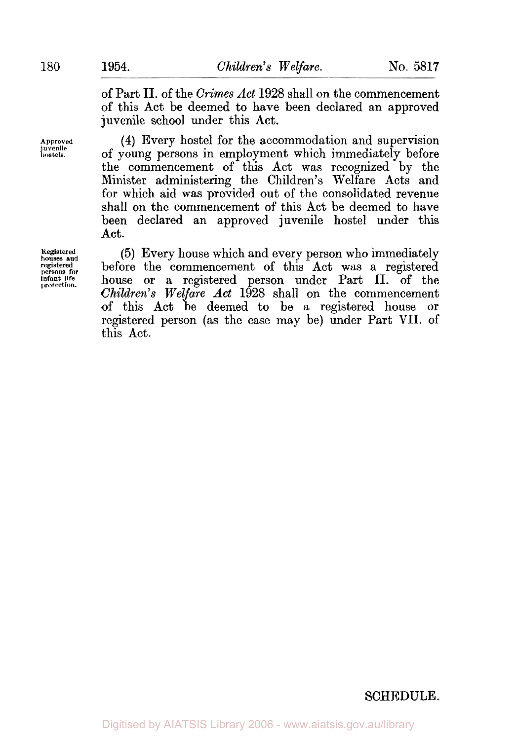of Part II. of the *Crimes Act* 1928 shall on the commencement of this Act be deemed to have been declared an approved juvenile school under this Act.

Approved juvenile hostels.

(4) Every hostel for the accommodation and supervision of young persons in employment which immediately before the commencement of this Act was recognized by the Minister administering the Children's Welfare Acts and for which aid was provided out of the consolidated revenue shall on the commencement of this Act be deemed to have been declared an approved juvenile hostel under this Act.

Registered houses and registered persons for infant life protection.

(5) Every house which and every person who immediately before the commencement of this Act was a registered house or a registered person under Part II. of the *Children's Welfare Act* 1928 shall on the commencement of this Act be deemed to be a registered house or registered person (as the case may be) under Part VII. of this Act.

SCHEDULE.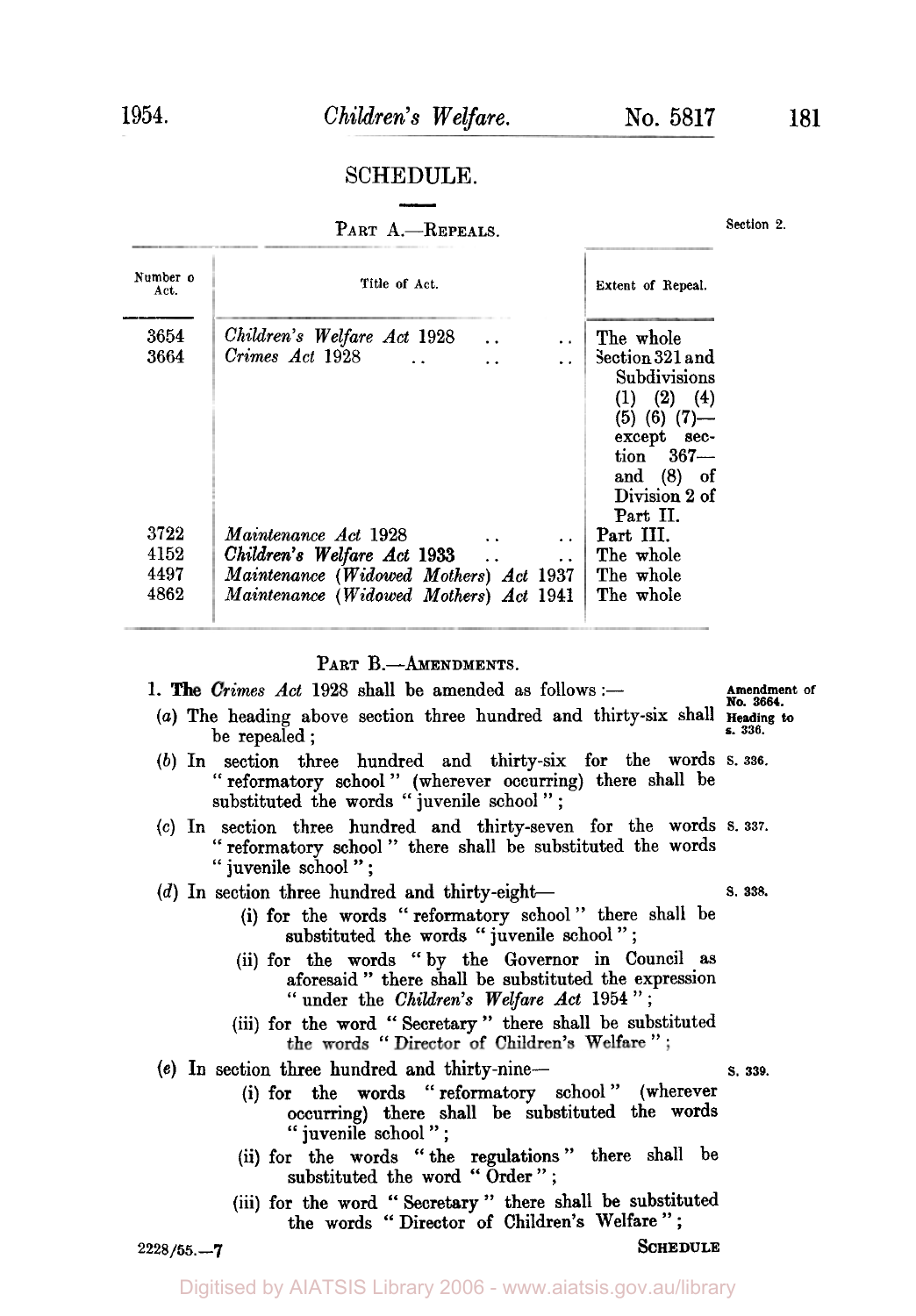## SCHEDULE.

### PART A.—REPEALS.

Section 2.

| Number of Act. | Title of Act. | Extent of Repeal. |
|---|---|---|
| 3654 | *Children's Welfare Act* 1928 | The whole |
| 3664 | *Crimes Act* 1928 | Section 321 and Subdivisions (1) (2) (4) (5) (6) (7)—except section 367—and (8) of Division 2 of Part II. |
| 3722 | *Maintenance Act* 1928 | Part III. |
| 4152 | *Children's Welfare Act* 1933 | The whole |
| 4497 | *Maintenance (Widowed Mothers) Act* 1937 | The whole |
| 4862 | *Maintenance (Widowed Mothers) Act* 1941 | The whole |

### PART B.—AMENDMENTS.

Amendment of No. 3664.

1. The *Crimes Act* 1928 shall be amended as follows:—

Heading to s. 336.

(*a*) The heading above section three hundred and thirty-six shall be repealed;

s. 336.

(*b*) In section three hundred and thirty-six for the words "reformatory school" (wherever occurring) there shall be substituted the words "juvenile school";

s. 337.

(*c*) In section three hundred and thirty-seven for the words "reformatory school" there shall be substituted the words "juvenile school";

s. 338.

(*d*) In section three hundred and thirty-eight—

(i) for the words "reformatory school" there shall be substituted the words "juvenile school";

(ii) for the words "by the Governor in Council as aforesaid" there shall be substituted the expression "under the *Children's Welfare Act* 1954";

(iii) for the word "Secretary" there shall be substituted the words "Director of Children's Welfare";

s. 339.

(*e*) In section three hundred and thirty-nine—

(i) for the words "reformatory school" (wherever occurring) there shall be substituted the words "juvenile school";

(ii) for the words "the regulations" there shall be substituted the word "Order";

(iii) for the word "Secretary" there shall be substituted the words "Director of Children's Welfare";

2228/55.—7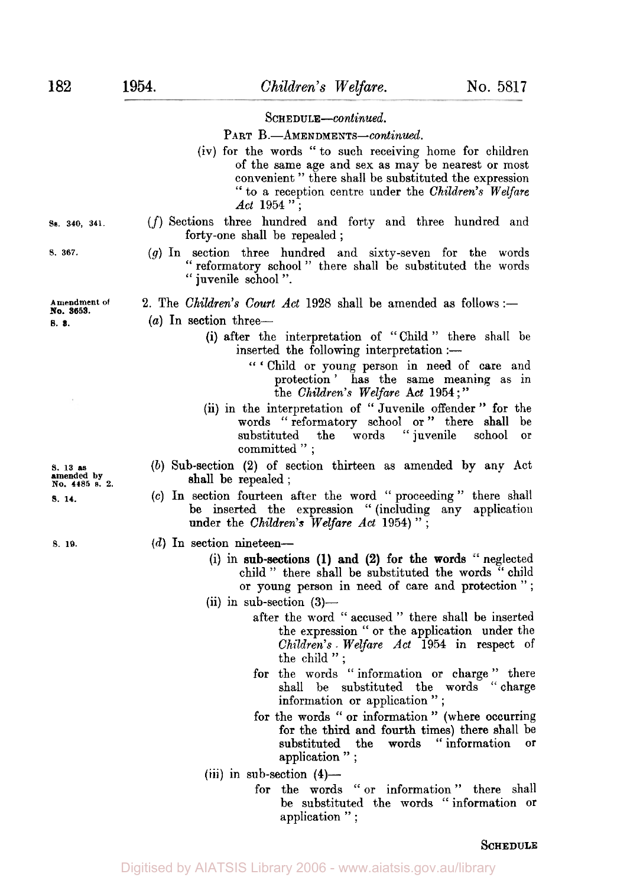SCHEDULE—*continued.*

PART B.—AMENDMENTS—*continued.*

(iv) for the words "to such receiving home for children of the same age and sex as may be nearest or most convenient" there shall be substituted the expression "to a reception centre under the *Children's Welfare Act* 1954";

Ss. 340, 341.

(*f*) Sections three hundred and forty and three hundred and forty-one shall be repealed;

S. 367.

(*g*) In section three hundred and sixty-seven for the words "reformatory school" there shall be substituted the words "juvenile school".

Amendment of No. 3653.

2. The *Children's Court Act* 1928 shall be amended as follows:—

S. 3.

(*a*) In section three—

(i) after the interpretation of "Child" there shall be inserted the following interpretation:—

"'Child or young person in need of care and protection' has the same meaning as in the *Children's Welfare Act* 1954;"

(ii) in the interpretation of "Juvenile offender" for the words "reformatory school or" there shall be substituted the words "juvenile school or committed";

S. 13 as amended by No. 4485 s. 2.

(*b*) Sub-section (2) of section thirteen as amended by any Act shall be repealed;

S. 14.

(*c*) In section fourteen after the word "proceeding" there shall be inserted the expression "(including any application under the *Children's Welfare Act* 1954)";

S. 19.

(*d*) In section nineteen—

(i) in sub-sections (1) and (2) for the words "neglected child" there shall be substituted the words "child or young person in need of care and protection";

(ii) in sub-section (3)—

after the word "accused" there shall be inserted the expression "or the application under the *Children's Welfare Act* 1954 in respect of the child";

for the words "information or charge" there shall be substituted the words "charge information or application";

for the words "or information" (where occurring for the third and fourth times) there shall be substituted the words "information or application";

(iii) in sub-section (4)—

for the words "or information" there shall be substituted the words "information or application";

SCHEDULE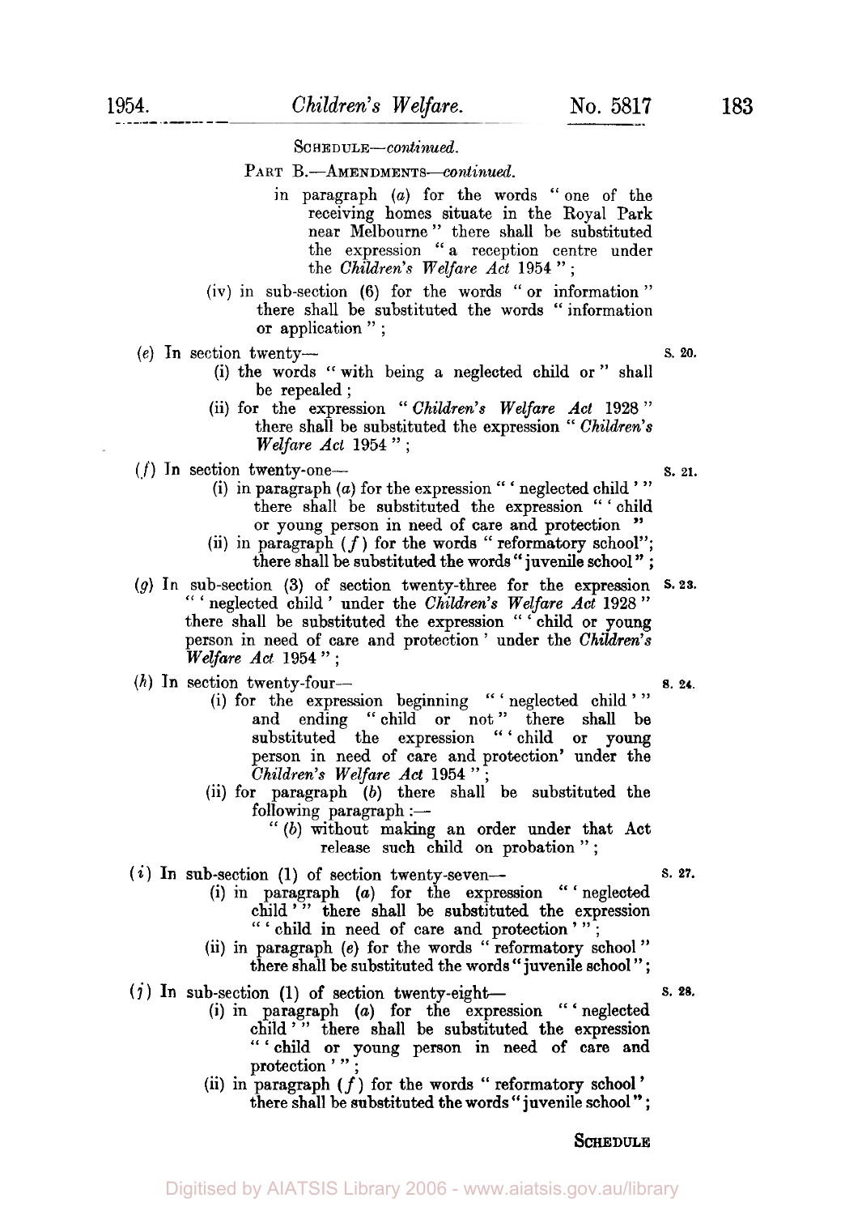SCHEDULE—*continued.*

PART B.—AMENDMENTS—*continued.*

in paragraph (*a*) for the words "one of the receiving homes situate in the Royal Park near Melbourne" there shall be substituted the expression "a reception centre under the *Children's Welfare Act* 1954";

(iv) in sub-section (6) for the words "or information" there shall be substituted the words "information or application";

(*e*) In section twenty— S. 20.

(i) the words "with being a neglected child or" shall be repealed;

(ii) for the expression "*Children's Welfare Act* 1928" there shall be substituted the expression "*Children's Welfare Act* 1954";

(*f*) In section twenty-one— S. 21.

(i) in paragraph (*a*) for the expression "'neglected child'" there shall be substituted the expression "'child or young person in need of care and protection"

(ii) in paragraph (*f*) for the words "reformatory school"; there shall be substituted the words "juvenile school";

(*g*) In sub-section (3) of section twenty-three for the expression "'neglected child' under the *Children's Welfare Act* 1928" there shall be substituted the expression "'child or young person in need of care and protection' under the *Children's Welfare Act* 1954"; S. 23.

(*h*) In section twenty-four— S. 24.

(i) for the expression beginning "'neglected child'" and ending "child or not" there shall be substituted the expression "'child or young person in need of care and protection' under the *Children's Welfare Act* 1954";

(ii) for paragraph (*b*) there shall be substituted the following paragraph:—

"(*b*) without making an order under that Act release such child on probation";

(*i*) In sub-section (1) of section twenty-seven— S. 27.

(i) in paragraph (*a*) for the expression "'neglected child'" there shall be substituted the expression "'child in need of care and protection'";

(ii) in paragraph (*e*) for the words "reformatory school" there shall be substituted the words "juvenile school";

(*j*) In sub-section (1) of section twenty-eight— S. 28.

(i) in paragraph (*a*) for the expression "'neglected child'" there shall be substituted the expression "'child or young person in need of care and protection'";

(ii) in paragraph (*f*) for the words "reformatory school' there shall be substituted the words "juvenile school";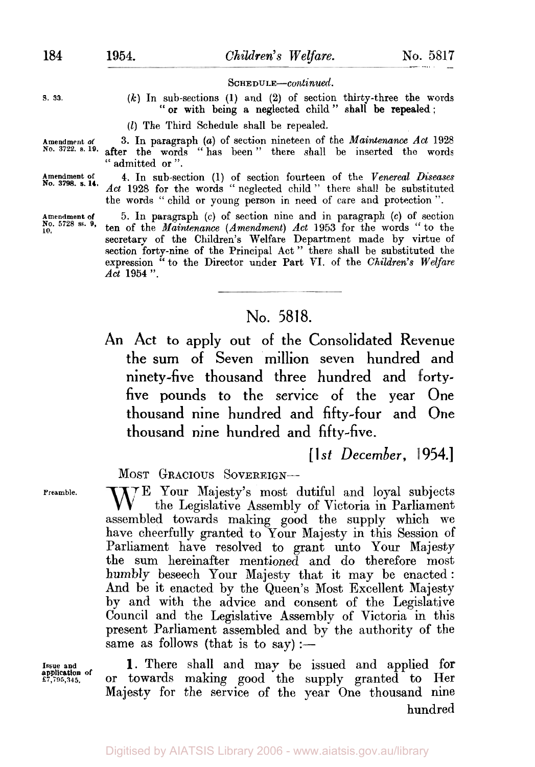SCHEDULE—*continued*.

S. 33. (*k*) In sub-sections (1) and (2) of section thirty-three the words "or with being a neglected child" shall be repealed;

(*l*) The Third Schedule shall be repealed.

Amendment of No. 3722. s. 19. 3. In paragraph (*a*) of section nineteen of the *Maintenance Act* 1928 after the words "has been" there shall be inserted the words "admitted or".

Amendment of No. 3798. s. 14. 4. In sub-section (1) of section fourteen of the *Venereal Diseases Act* 1928 for the words "neglected child" there shall be substituted the words "child or young person in need of care and protection".

Amendment of No. 5728 ss. 9, 10. 5. In paragraph (*c*) of section nine and in paragraph (*c*) of section ten of the *Maintenance (Amendment) Act* 1953 for the words "to the secretary of the Children's Welfare Department made by virtue of section forty-nine of the Principal Act" there shall be substituted the expression "to the Director under Part VI. of the *Children's Welfare Act* 1954".

# No. 5818.

## An Act to apply out of the Consolidated Revenue the sum of Seven million seven hundred and ninety-five thousand three hundred and forty-five pounds to the service of the year One thousand nine hundred and fifty-four and One thousand nine hundred and fifty-five.

[*1st December*, 1954.]

MOST GRACIOUS SOVEREIGN—

Preamble. WE Your Majesty's most dutiful and loyal subjects the Legislative Assembly of Victoria in Parliament assembled towards making good the supply which we have cheerfully granted to Your Majesty in this Session of Parliament have resolved to grant unto Your Majesty the sum hereinafter mentioned and do therefore most humbly beseech Your Majesty that it may be enacted: And be it enacted by the Queen's Most Excellent Majesty by and with the advice and consent of the Legislative Council and the Legislative Assembly of Victoria in this present Parliament assembled and by the authority of the same as follows (that is to say):—

Issue and application of £7,795,345. **1**. There shall and may be issued and applied for or towards making good the supply granted to Her Majesty for the service of the year One thousand nine hundred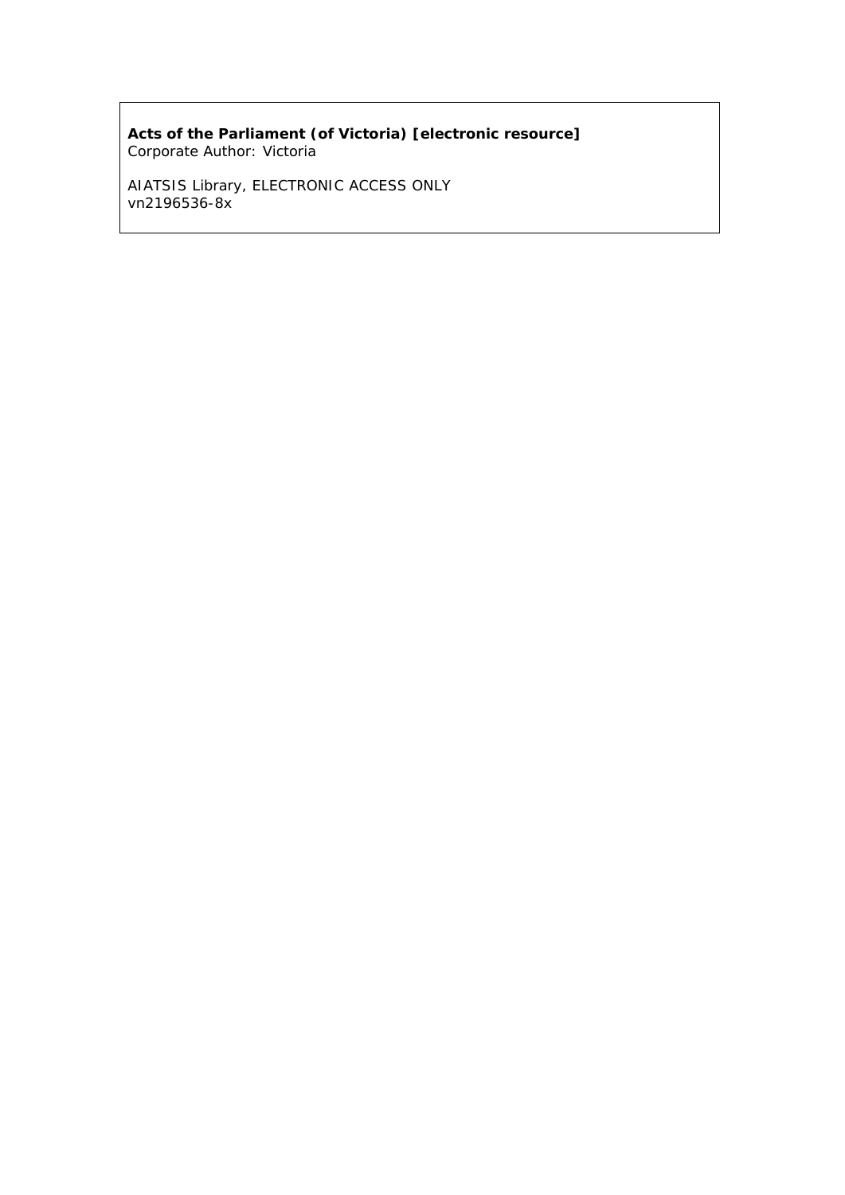**Acts of the Parliament (of Victoria) [electronic resource]**
Corporate Author: Victoria

AIATSIS Library, ELECTRONIC ACCESS ONLY
vn2196536-8x